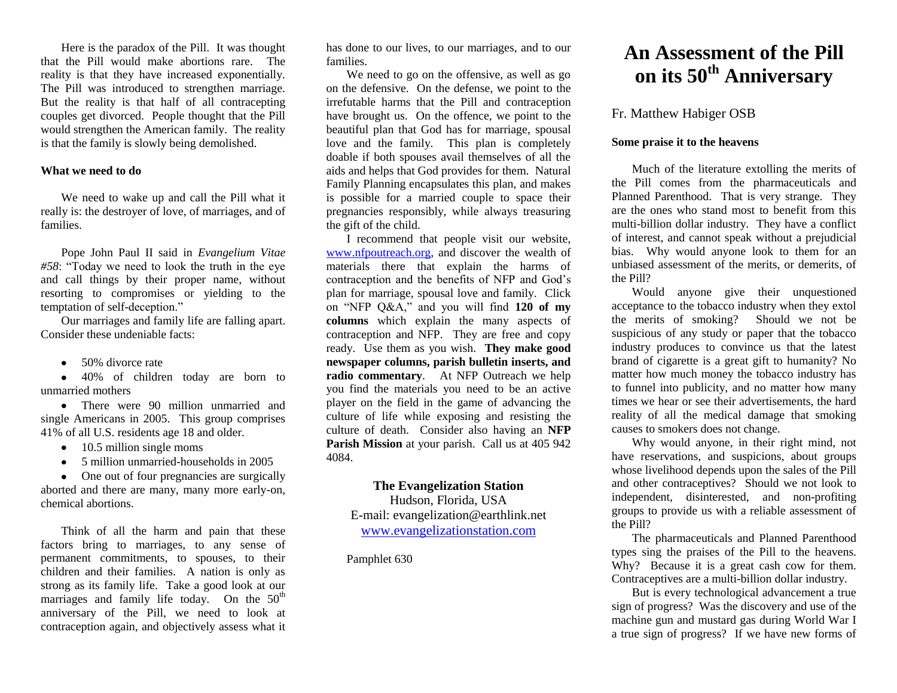Here is the paradox of the Pill. It was thought that the Pill would make abortions rare. The reality is that they have increased exponentially. The Pill was introduced to strengthen marriage. But the reality is that half of all contracepting couples get divorced. People thought that the Pill would strengthen the American family. The reality is that the family is slowly being demolished.

**What we need to do**

We need to wake up and call the Pill what it really is: the destroyer of love, of marriages, and of families.

Pope John Paul II said in *Evangelium Vitae #58*: "Today we need to look the truth in the eye and call things by their proper name, without resorting to compromises or yielding to the temptation of self-deception."

Our marriages and family life are falling apart. Consider these undeniable facts:

- 50% divorce rate
- 40% of children today are born to unmarried mothers
- There were 90 million unmarried and single Americans in 2005. This group comprises 41% of all U.S. residents age 18 and older.
- 10.5 million single moms
- 5 million unmarried-households in 2005
- One out of four pregnancies are surgically aborted and there are many, many more early-on, chemical abortions.

Think of all the harm and pain that these factors bring to marriages, to any sense of permanent commitments, to spouses, to their children and their families. A nation is only as strong as its family life. Take a good look at our marriages and family life today. On the 50th anniversary of the Pill, we need to look at contraception again, and objectively assess what it has done to our lives, to our marriages, and to our families.

We need to go on the offensive, as well as go on the defensive. On the defense, we point to the irrefutable harms that the Pill and contraception have brought us. On the offence, we point to the beautiful plan that God has for marriage, spousal love and the family. This plan is completely doable if both spouses avail themselves of all the aids and helps that God provides for them. Natural Family Planning encapsulates this plan, and makes is possible for a married couple to space their pregnancies responsibly, while always treasuring the gift of the child.

I recommend that people visit our website, www.nfpoutreach.org, and discover the wealth of materials there that explain the harms of contraception and the benefits of NFP and God's plan for marriage, spousal love and family. Click on "NFP Q&A," and you will find **120 of my columns** which explain the many aspects of contraception and NFP. They are free and copy ready. Use them as you wish. **They make good newspaper columns, parish bulletin inserts, and radio commentary**. At NFP Outreach we help you find the materials you need to be an active player on the field in the game of advancing the culture of life while exposing and resisting the culture of death. Consider also having an **NFP Parish Mission** at your parish. Call us at 405 942 4084.

**The Evangelization Station**
Hudson, Florida, USA
E-mail: evangelization@earthlink.net
www.evangelizationstation.com

Pamphlet 630

# An Assessment of the Pill on its 50th Anniversary

Fr. Matthew Habiger OSB

**Some praise it to the heavens**

Much of the literature extolling the merits of the Pill comes from the pharmaceuticals and Planned Parenthood. That is very strange. They are the ones who stand most to benefit from this multi-billion dollar industry. They have a conflict of interest, and cannot speak without a prejudicial bias. Why would anyone look to them for an unbiased assessment of the merits, or demerits, of the Pill?

Would anyone give their unquestioned acceptance to the tobacco industry when they extol the merits of smoking? Should we not be suspicious of any study or paper that the tobacco industry produces to convince us that the latest brand of cigarette is a great gift to humanity? No matter how much money the tobacco industry has to funnel into publicity, and no matter how many times we hear or see their advertisements, the hard reality of all the medical damage that smoking causes to smokers does not change.

Why would anyone, in their right mind, not have reservations, and suspicions, about groups whose livelihood depends upon the sales of the Pill and other contraceptives? Should we not look to independent, disinterested, and non-profiting groups to provide us with a reliable assessment of the Pill?

The pharmaceuticals and Planned Parenthood types sing the praises of the Pill to the heavens. Why? Because it is a great cash cow for them. Contraceptives are a multi-billion dollar industry.

But is every technological advancement a true sign of progress? Was the discovery and use of the machine gun and mustard gas during World War I a true sign of progress? If we have new forms of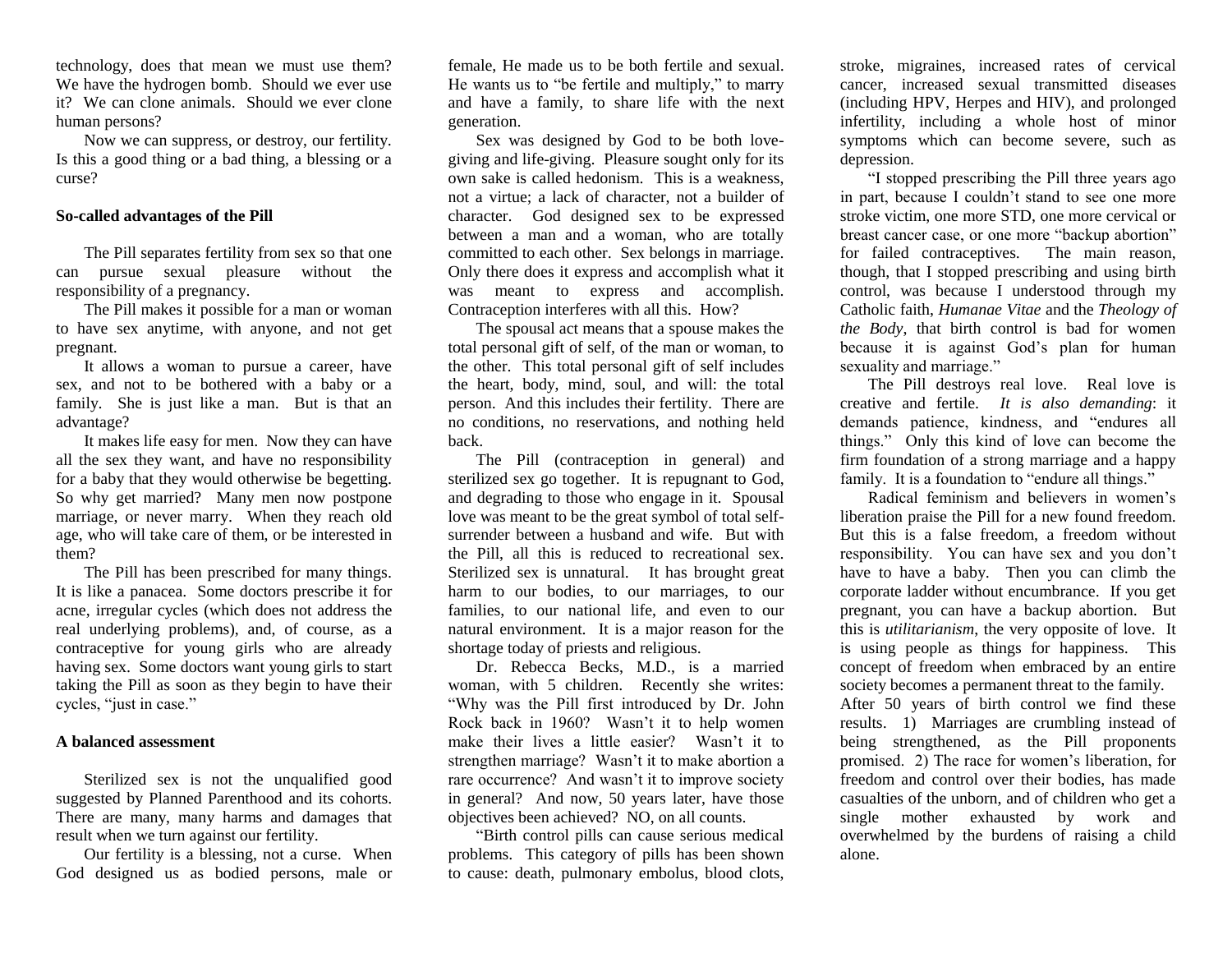technology, does that mean we must use them? We have the hydrogen bomb. Should we ever use it? We can clone animals. Should we ever clone human persons?

Now we can suppress, or destroy, our fertility. Is this a good thing or a bad thing, a blessing or a curse?

**So-called advantages of the Pill**

The Pill separates fertility from sex so that one can pursue sexual pleasure without the responsibility of a pregnancy.

The Pill makes it possible for a man or woman to have sex anytime, with anyone, and not get pregnant.

It allows a woman to pursue a career, have sex, and not to be bothered with a baby or a family. She is just like a man. But is that an advantage?

It makes life easy for men. Now they can have all the sex they want, and have no responsibility for a baby that they would otherwise be begetting. So why get married? Many men now postpone marriage, or never marry. When they reach old age, who will take care of them, or be interested in them?

The Pill has been prescribed for many things. It is like a panacea. Some doctors prescribe it for acne, irregular cycles (which does not address the real underlying problems), and, of course, as a contraceptive for young girls who are already having sex. Some doctors want young girls to start taking the Pill as soon as they begin to have their cycles, "just in case."

**A balanced assessment**

Sterilized sex is not the unqualified good suggested by Planned Parenthood and its cohorts. There are many, many harms and damages that result when we turn against our fertility.

Our fertility is a blessing, not a curse. When God designed us as bodied persons, male or female, He made us to be both fertile and sexual. He wants us to "be fertile and multiply," to marry and have a family, to share life with the next generation.

Sex was designed by God to be both love-giving and life-giving. Pleasure sought only for its own sake is called hedonism. This is a weakness, not a virtue; a lack of character, not a builder of character. God designed sex to be expressed between a man and a woman, who are totally committed to each other. Sex belongs in marriage. Only there does it express and accomplish what it was meant to express and accomplish. Contraception interferes with all this. How?

The spousal act means that a spouse makes the total personal gift of self, of the man or woman, to the other. This total personal gift of self includes the heart, body, mind, soul, and will: the total person. And this includes their fertility. There are no conditions, no reservations, and nothing held back.

The Pill (contraception in general) and sterilized sex go together. It is repugnant to God, and degrading to those who engage in it. Spousal love was meant to be the great symbol of total self-surrender between a husband and wife. But with the Pill, all this is reduced to recreational sex. Sterilized sex is unnatural. It has brought great harm to our bodies, to our marriages, to our families, to our national life, and even to our natural environment. It is a major reason for the shortage today of priests and religious.

Dr. Rebecca Becks, M.D., is a married woman, with 5 children. Recently she writes: "Why was the Pill first introduced by Dr. John Rock back in 1960? Wasn't it to help women make their lives a little easier? Wasn't it to strengthen marriage? Wasn't it to make abortion a rare occurrence? And wasn't it to improve society in general? And now, 50 years later, have those objectives been achieved? NO, on all counts.

"Birth control pills can cause serious medical problems. This category of pills has been shown to cause: death, pulmonary embolus, blood clots, stroke, migraines, increased rates of cervical cancer, increased sexual transmitted diseases (including HPV, Herpes and HIV), and prolonged infertility, including a whole host of minor symptoms which can become severe, such as depression.

"I stopped prescribing the Pill three years ago in part, because I couldn't stand to see one more stroke victim, one more STD, one more cervical or breast cancer case, or one more "backup abortion" for failed contraceptives. The main reason, though, that I stopped prescribing and using birth control, was because I understood through my Catholic faith, *Humanae Vitae* and the *Theology of the Body*, that birth control is bad for women because it is against God's plan for human sexuality and marriage."

The Pill destroys real love. Real love is creative and fertile. *It is also demanding*: it demands patience, kindness, and "endures all things." Only this kind of love can become the firm foundation of a strong marriage and a happy family. It is a foundation to "endure all things."

Radical feminism and believers in women's liberation praise the Pill for a new found freedom. But this is a false freedom, a freedom without responsibility. You can have sex and you don't have to have a baby. Then you can climb the corporate ladder without encumbrance. If you get pregnant, you can have a backup abortion. But this is *utilitarianism*, the very opposite of love. It is using people as things for happiness. This concept of freedom when embraced by an entire society becomes a permanent threat to the family.

After 50 years of birth control we find these results. 1) Marriages are crumbling instead of being strengthened, as the Pill proponents promised. 2) The race for women's liberation, for freedom and control over their bodies, has made casualties of the unborn, and of children who get a single mother exhausted by work and overwhelmed by the burdens of raising a child alone.